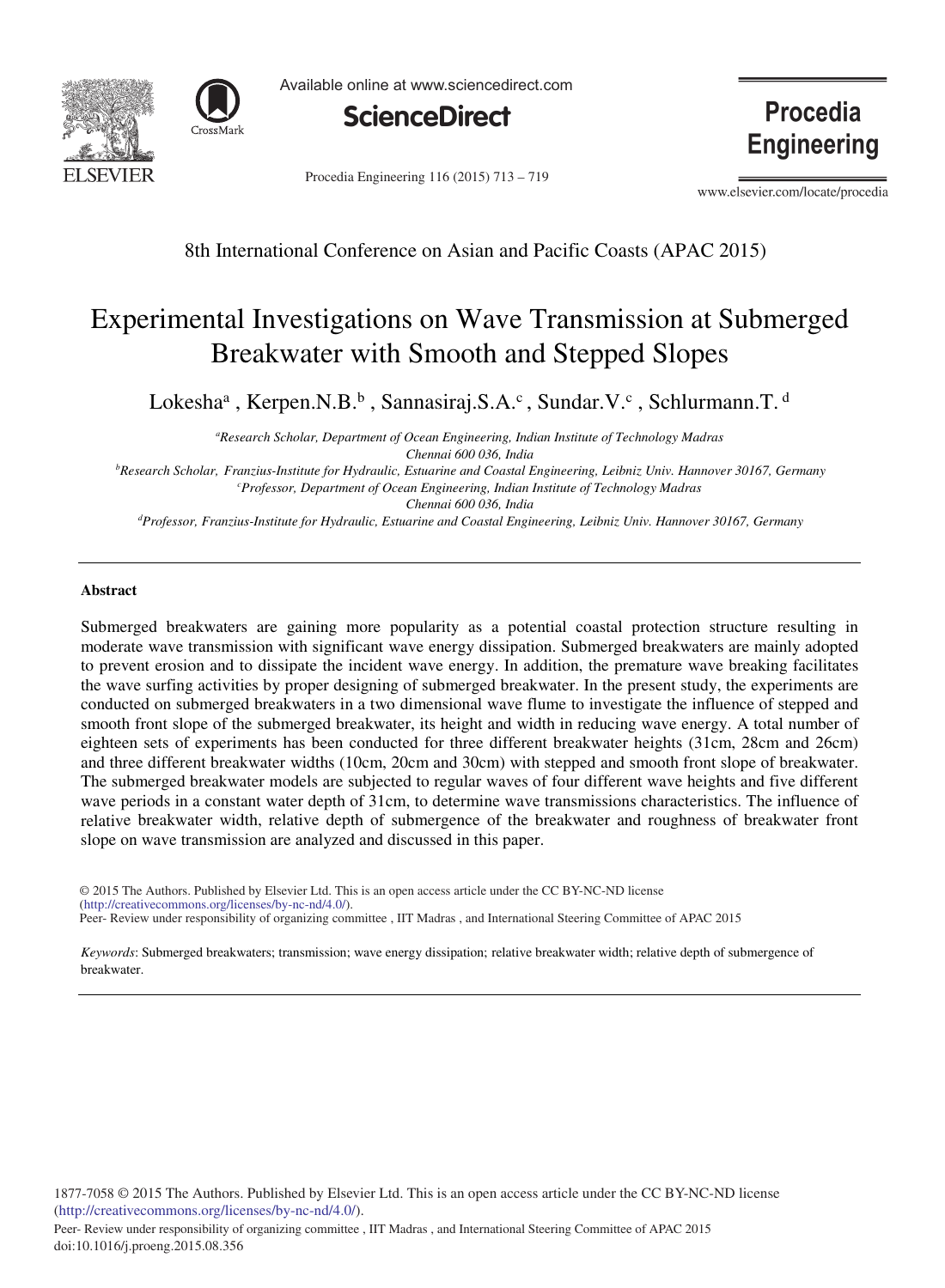8th International Conference on Asian and Pacific Coasts (APAC 2015)

# Experimental Investigations on Wave Transmission at Submerged Breakwater with Smooth and Stepped Slopes

Lokesha[a] , Kerpen.N.B.[b] , Sannasiraj.S.A.[c] , Sundar.V.[c] , Schlurmann.T. [d]

[a]*Research Scholar, Department of Ocean Engineering, Indian Institute of Technology Madras Chennai 600 036, India*
[b]*Research Scholar, Franzius-Institute for Hydraulic, Estuarine and Coastal Engineering, Leibniz Univ. Hannover 30167, Germany*
[c]*Professor, Department of Ocean Engineering, Indian Institute of Technology Madras Chennai 600 036, India*
[d]*Professor, Franzius-Institute for Hydraulic, Estuarine and Coastal Engineering, Leibniz Univ. Hannover 30167, Germany*

---

**Abstract**

Submerged breakwaters are gaining more popularity as a potential coastal protection structure resulting in moderate wave transmission with significant wave energy dissipation. Submerged breakwaters are mainly adopted to prevent erosion and to dissipate the incident wave energy. In addition, the premature wave breaking facilitates the wave surfing activities by proper designing of submerged breakwater. In the present study, the experiments are conducted on submerged breakwaters in a two dimensional wave flume to investigate the influence of stepped and smooth front slope of the submerged breakwater, its height and width in reducing wave energy. A total number of eighteen sets of experiments has been conducted for three different breakwater heights (31cm, 28cm and 26cm) and three different breakwater widths (10cm, 20cm and 30cm) with stepped and smooth front slope of breakwater. The submerged breakwater models are subjected to regular waves of four different wave heights and five different wave periods in a constant water depth of 31cm, to determine wave transmissions characteristics. The influence of relative breakwater width, relative depth of submergence of the breakwater and roughness of breakwater front slope on wave transmission are analyzed and discussed in this paper.

© 2015 The Authors. Published by Elsevier Ltd. This is an open access article under the CC BY-NC-ND license (http://creativecommons.org/licenses/by-nc-nd/4.0/).
Peer- Review under responsibility of organizing committee , IIT Madras , and International Steering Committee of APAC 2015

*Keywords*: Submerged breakwaters; transmission; wave energy dissipation; relative breakwater width; relative depth of submergence of breakwater.

---

1877-7058 © 2015 The Authors. Published by Elsevier Ltd. This is an open access article under the CC BY-NC-ND license (http://creativecommons.org/licenses/by-nc-nd/4.0/).
Peer- Review under responsibility of organizing committee , IIT Madras , and International Steering Committee of APAC 2015
doi:10.1016/j.proeng.2015.08.356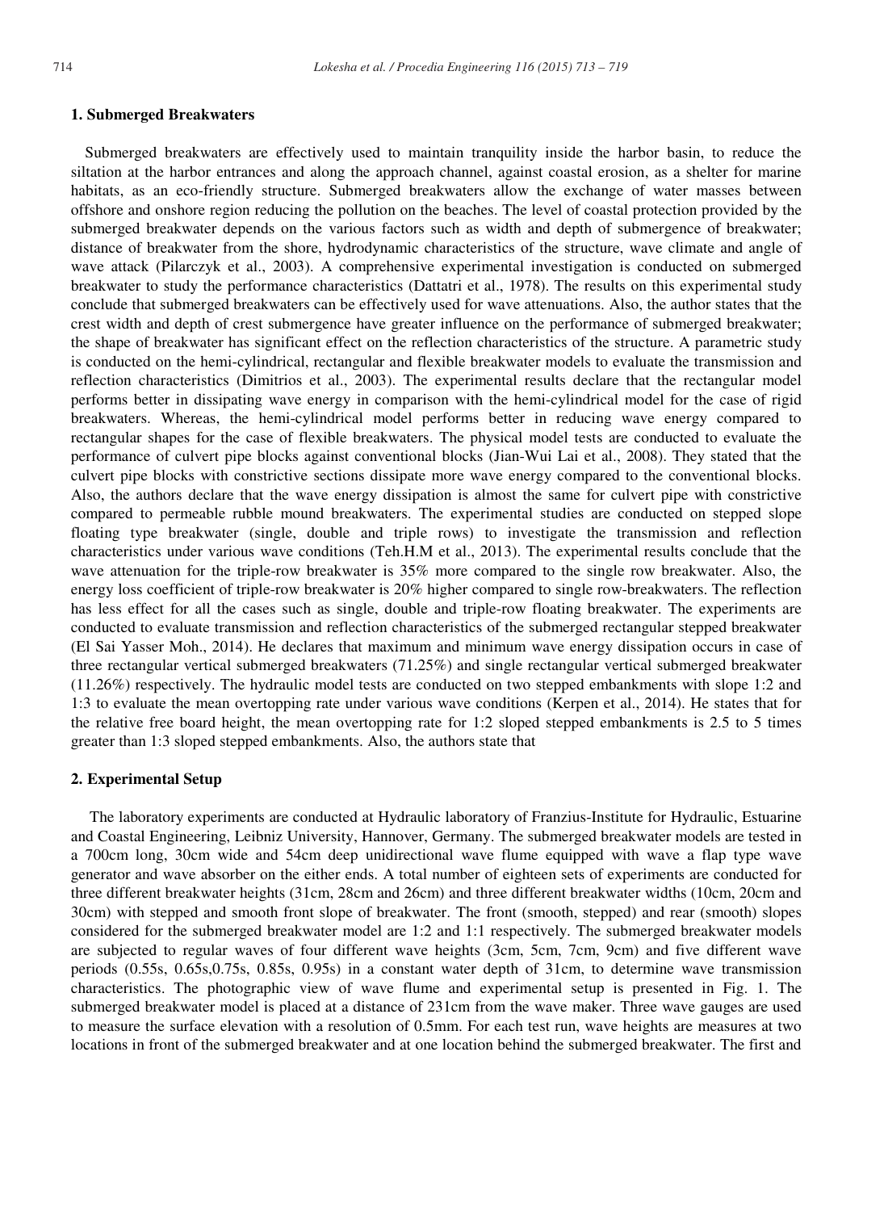## 1. Submerged Breakwaters

Submerged breakwaters are effectively used to maintain tranquility inside the harbor basin, to reduce the siltation at the harbor entrances and along the approach channel, against coastal erosion, as a shelter for marine habitats, as an eco-friendly structure. Submerged breakwaters allow the exchange of water masses between offshore and onshore region reducing the pollution on the beaches. The level of coastal protection provided by the submerged breakwater depends on the various factors such as width and depth of submergence of breakwater; distance of breakwater from the shore, hydrodynamic characteristics of the structure, wave climate and angle of wave attack (Pilarczyk et al., 2003). A comprehensive experimental investigation is conducted on submerged breakwater to study the performance characteristics (Dattatri et al., 1978). The results on this experimental study conclude that submerged breakwaters can be effectively used for wave attenuations. Also, the author states that the crest width and depth of crest submergence have greater influence on the performance of submerged breakwater; the shape of breakwater has significant effect on the reflection characteristics of the structure. A parametric study is conducted on the hemi-cylindrical, rectangular and flexible breakwater models to evaluate the transmission and reflection characteristics (Dimitrios et al., 2003). The experimental results declare that the rectangular model performs better in dissipating wave energy in comparison with the hemi-cylindrical model for the case of rigid breakwaters. Whereas, the hemi-cylindrical model performs better in reducing wave energy compared to rectangular shapes for the case of flexible breakwaters. The physical model tests are conducted to evaluate the performance of culvert pipe blocks against conventional blocks (Jian-Wui Lai et al., 2008). They stated that the culvert pipe blocks with constrictive sections dissipate more wave energy compared to the conventional blocks. Also, the authors declare that the wave energy dissipation is almost the same for culvert pipe with constrictive compared to permeable rubble mound breakwaters. The experimental studies are conducted on stepped slope floating type breakwater (single, double and triple rows) to investigate the transmission and reflection characteristics under various wave conditions (Teh.H.M et al., 2013). The experimental results conclude that the wave attenuation for the triple-row breakwater is 35% more compared to the single row breakwater. Also, the energy loss coefficient of triple-row breakwater is 20% higher compared to single row-breakwaters. The reflection has less effect for all the cases such as single, double and triple-row floating breakwater. The experiments are conducted to evaluate transmission and reflection characteristics of the submerged rectangular stepped breakwater (El Sai Yasser Moh., 2014). He declares that maximum and minimum wave energy dissipation occurs in case of three rectangular vertical submerged breakwaters (71.25%) and single rectangular vertical submerged breakwater (11.26%) respectively. The hydraulic model tests are conducted on two stepped embankments with slope 1:2 and 1:3 to evaluate the mean overtopping rate under various wave conditions (Kerpen et al., 2014). He states that for the relative free board height, the mean overtopping rate for 1:2 sloped stepped embankments is 2.5 to 5 times greater than 1:3 sloped stepped embankments. Also, the authors state that

## 2. Experimental Setup

The laboratory experiments are conducted at Hydraulic laboratory of Franzius-Institute for Hydraulic, Estuarine and Coastal Engineering, Leibniz University, Hannover, Germany. The submerged breakwater models are tested in a 700cm long, 30cm wide and 54cm deep unidirectional wave flume equipped with wave a flap type wave generator and wave absorber on the either ends. A total number of eighteen sets of experiments are conducted for three different breakwater heights (31cm, 28cm and 26cm) and three different breakwater widths (10cm, 20cm and 30cm) with stepped and smooth front slope of breakwater. The front (smooth, stepped) and rear (smooth) slopes considered for the submerged breakwater model are 1:2 and 1:1 respectively. The submerged breakwater models are subjected to regular waves of four different wave heights (3cm, 5cm, 7cm, 9cm) and five different wave periods (0.55s, 0.65s,0.75s, 0.85s, 0.95s) in a constant water depth of 31cm, to determine wave transmission characteristics. The photographic view of wave flume and experimental setup is presented in Fig. 1. The submerged breakwater model is placed at a distance of 231cm from the wave maker. Three wave gauges are used to measure the surface elevation with a resolution of 0.5mm. For each test run, wave heights are measures at two locations in front of the submerged breakwater and at one location behind the submerged breakwater. The first and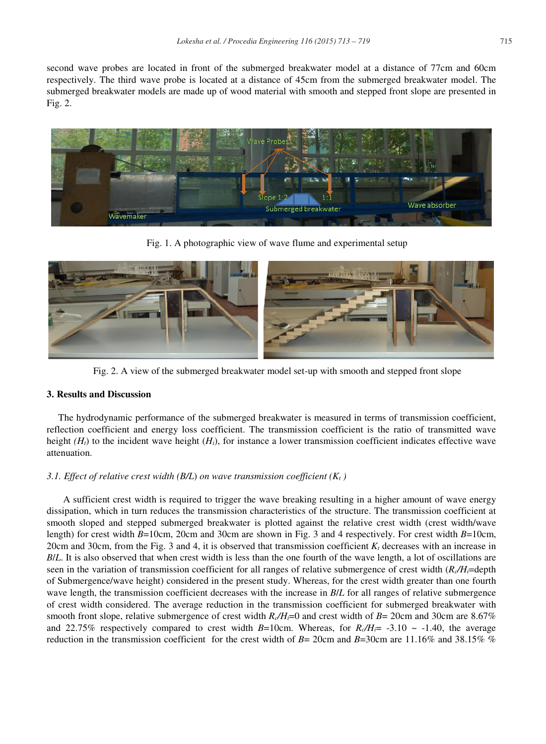second wave probes are located in front of the submerged breakwater model at a distance of 77cm and 60cm respectively. The third wave probe is located at a distance of 45cm from the submerged breakwater model. The submerged breakwater models are made up of wood material with smooth and stepped front slope are presented in Fig. 2.

Fig. 1. A photographic view of wave flume and experimental setup

Fig. 2. A view of the submerged breakwater model set-up with smooth and stepped front slope

### 3. Results and Discussion

The hydrodynamic performance of the submerged breakwater is measured in terms of transmission coefficient, reflection coefficient and energy loss coefficient. The transmission coefficient is the ratio of transmitted wave height *($H_t$)* to the incident wave height ($H_i$), for instance a lower transmission coefficient indicates effective wave attenuation.

*3.1. Effect of relative crest width (B/L) on wave transmission coefficient ($K_t$ )*

A sufficient crest width is required to trigger the wave breaking resulting in a higher amount of wave energy dissipation, which in turn reduces the transmission characteristics of the structure. The transmission coefficient at smooth sloped and stepped submerged breakwater is plotted against the relative crest width (crest width/wave length) for crest width $B$=10cm, 20cm and 30cm are shown in Fig. 3 and 4 respectively. For crest width $B$=10cm, 20cm and 30cm, from the Fig. 3 and 4, it is observed that transmission coefficient $K_t$ decreases with an increase in $B/L$. It is also observed that when crest width is less than the one fourth of the wave length, a lot of oscillations are seen in the variation of transmission coefficient for all ranges of relative submergence of crest width ($R_c/H_i$=depth of Submergence/wave height) considered in the present study. Whereas, for the crest width greater than one fourth wave length, the transmission coefficient decreases with the increase in $B/L$ for all ranges of relative submergence of crest width considered. The average reduction in the transmission coefficient for submerged breakwater with smooth front slope, relative submergence of crest width $R_c/H_i$=0 and crest width of $B$= 20cm and 30cm are 8.67% and 22.75% respectively compared to crest width $B$=10cm. Whereas, for $R_c/H_i$= -3.10 ~ -1.40, the average reduction in the transmission coefficient for the crest width of $B$= 20cm and $B$=30cm are 11.16% and 38.15% %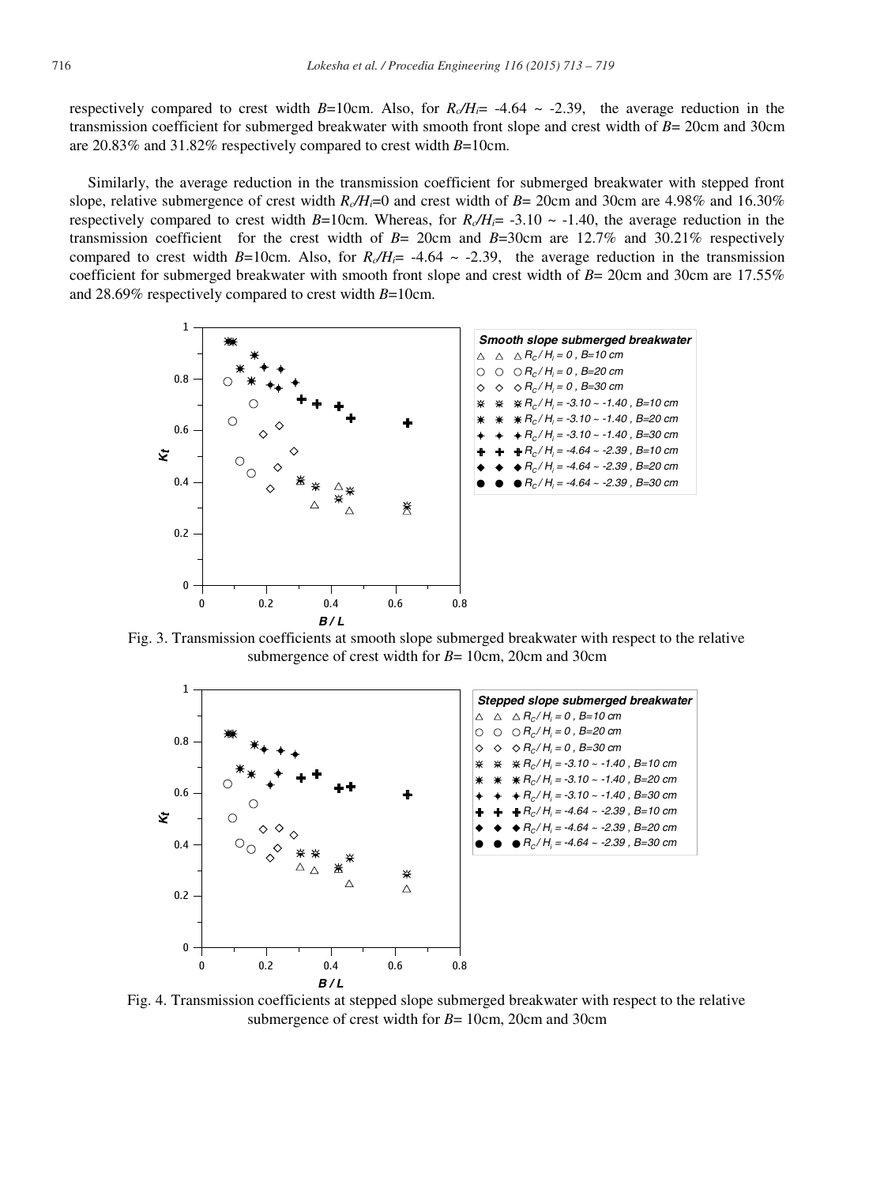respectively compared to crest width $B$=10cm. Also, for $R_c/H_i$= -4.64 ~ -2.39, the average reduction in the transmission coefficient for submerged breakwater with smooth front slope and crest width of $B$= 20cm and 30cm are 20.83% and 31.82% respectively compared to crest width $B$=10cm.

Similarly, the average reduction in the transmission coefficient for submerged breakwater with stepped front slope, relative submergence of crest width $R_c/H_i$=0 and crest width of $B$= 20cm and 30cm are 4.98% and 16.30% respectively compared to crest width $B$=10cm. Whereas, for $R_c/H_i$= -3.10 ~ -1.40, the average reduction in the transmission coefficient for the crest width of $B$= 20cm and $B$=30cm are 12.7% and 30.21% respectively compared to crest width $B$=10cm. Also, for $R_c/H_i$= -4.64 ~ -2.39, the average reduction in the transmission coefficient for submerged breakwater with smooth front slope and crest width of $B$= 20cm and 30cm are 17.55% and 28.69% respectively compared to crest width $B$=10cm.

Fig. 3. Transmission coefficients at smooth slope submerged breakwater with respect to the relative submergence of crest width for $B$= 10cm, 20cm and 30cm

Fig. 4. Transmission coefficients at stepped slope submerged breakwater with respect to the relative submergence of crest width for $B$= 10cm, 20cm and 30cm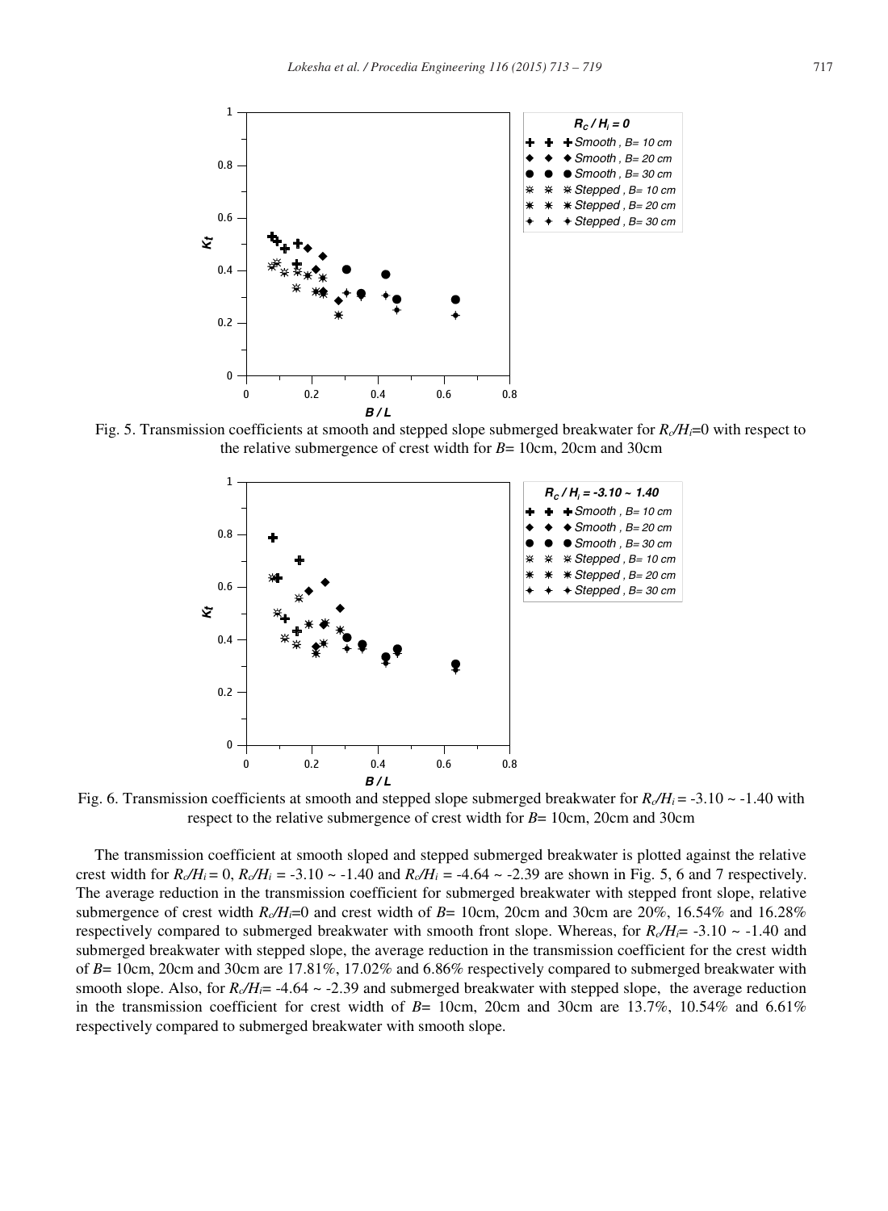Fig. 5. Transmission coefficients at smooth and stepped slope submerged breakwater for $R_c/H_i$=0 with respect to the relative submergence of crest width for $B$= 10cm, 20cm and 30cm

Fig. 6. Transmission coefficients at smooth and stepped slope submerged breakwater for $R_c/H_i$ = -3.10 ~ -1.40 with respect to the relative submergence of crest width for $B$= 10cm, 20cm and 30cm

The transmission coefficient at smooth sloped and stepped submerged breakwater is plotted against the relative crest width for $R_c/H_i$ = 0, $R_c/H_i$ = -3.10 ~ -1.40 and $R_c/H_i$ = -4.64 ~ -2.39 are shown in Fig. 5, 6 and 7 respectively. The average reduction in the transmission coefficient for submerged breakwater with stepped front slope, relative submergence of crest width $R_c/H_i$=0 and crest width of $B$= 10cm, 20cm and 30cm are 20%, 16.54% and 16.28% respectively compared to submerged breakwater with smooth front slope. Whereas, for $R_c/H_i$= -3.10 ~ -1.40 and submerged breakwater with stepped slope, the average reduction in the transmission coefficient for the crest width of $B$= 10cm, 20cm and 30cm are 17.81%, 17.02% and 6.86% respectively compared to submerged breakwater with smooth slope. Also, for $R_c/H_i$= -4.64 ~ -2.39 and submerged breakwater with stepped slope, the average reduction in the transmission coefficient for crest width of $B$= 10cm, 20cm and 30cm are 13.7%, 10.54% and 6.61% respectively compared to submerged breakwater with smooth slope.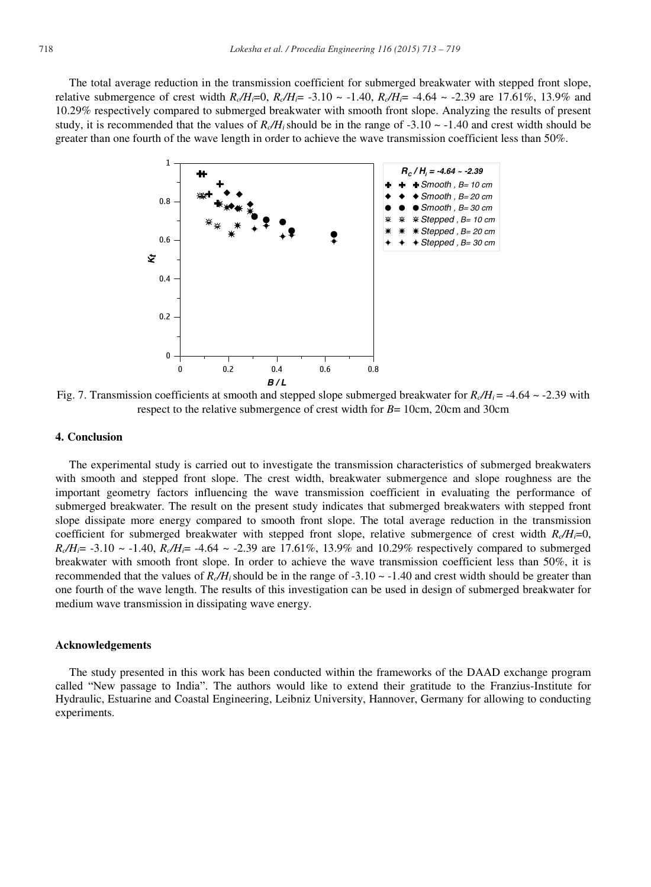The total average reduction in the transmission coefficient for submerged breakwater with stepped front slope, relative submergence of crest width $R_c/H_i$=0, $R_c/H_i$= -3.10 ~ -1.40, $R_c/H_i$= -4.64 ~ -2.39 are 17.61%, 13.9% and 10.29% respectively compared to submerged breakwater with smooth front slope. Analyzing the results of present study, it is recommended that the values of $R_c/H_i$ should be in the range of -3.10 ~ -1.40 and crest width should be greater than one fourth of the wave length in order to achieve the wave transmission coefficient less than 50%.

Fig. 7. Transmission coefficients at smooth and stepped slope submerged breakwater for $R_c/H_i$ = -4.64 ~ -2.39 with respect to the relative submergence of crest width for $B$= 10cm, 20cm and 30cm

## 4. Conclusion

The experimental study is carried out to investigate the transmission characteristics of submerged breakwaters with smooth and stepped front slope. The crest width, breakwater submergence and slope roughness are the important geometry factors influencing the wave transmission coefficient in evaluating the performance of submerged breakwater. The result on the present study indicates that submerged breakwaters with stepped front slope dissipate more energy compared to smooth front slope. The total average reduction in the transmission coefficient for submerged breakwater with stepped front slope, relative submergence of crest width $R_c/H_i$=0, $R_c/H_i$= -3.10 ~ -1.40, $R_c/H_i$= -4.64 ~ -2.39 are 17.61%, 13.9% and 10.29% respectively compared to submerged breakwater with smooth front slope. In order to achieve the wave transmission coefficient less than 50%, it is recommended that the values of $R_c/H_i$ should be in the range of -3.10 ~ -1.40 and crest width should be greater than one fourth of the wave length. The results of this investigation can be used in design of submerged breakwater for medium wave transmission in dissipating wave energy.

### Acknowledgements

The study presented in this work has been conducted within the frameworks of the DAAD exchange program called "New passage to India". The authors would like to extend their gratitude to the Franzius-Institute for Hydraulic, Estuarine and Coastal Engineering, Leibniz University, Hannover, Germany for allowing to conducting experiments.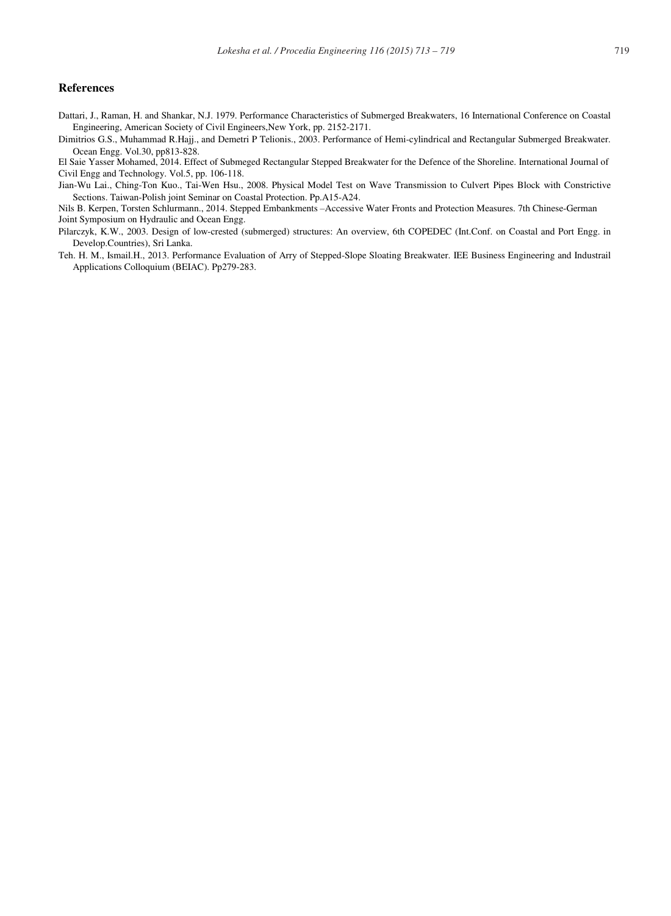## References

Dattari, J., Raman, H. and Shankar, N.J. 1979. Performance Characteristics of Submerged Breakwaters, 16 International Conference on Coastal Engineering, American Society of Civil Engineers,New York, pp. 2152-2171.

Dimitrios G.S., Muhammad R.Hajj., and Demetri P Telionis., 2003. Performance of Hemi-cylindrical and Rectangular Submerged Breakwater. Ocean Engg. Vol.30, pp813-828.

El Saie Yasser Mohamed, 2014. Effect of Submeged Rectangular Stepped Breakwater for the Defence of the Shoreline. International Journal of Civil Engg and Technology. Vol.5, pp. 106-118.

Jian-Wu Lai., Ching-Ton Kuo., Tai-Wen Hsu., 2008. Physical Model Test on Wave Transmission to Culvert Pipes Block with Constrictive Sections. Taiwan-Polish joint Seminar on Coastal Protection. Pp.A15-A24.

Nils B. Kerpen, Torsten Schlurmann., 2014. Stepped Embankments –Accessive Water Fronts and Protection Measures. 7th Chinese-German Joint Symposium on Hydraulic and Ocean Engg.

Pilarczyk, K.W., 2003. Design of low-crested (submerged) structures: An overview, 6th COPEDEC (Int.Conf. on Coastal and Port Engg. in Develop.Countries), Sri Lanka.

Teh. H. M., Ismail.H., 2013. Performance Evaluation of Arry of Stepped-Slope Sloating Breakwater. IEE Business Engineering and Industrail Applications Colloquium (BEIAC). Pp279-283.